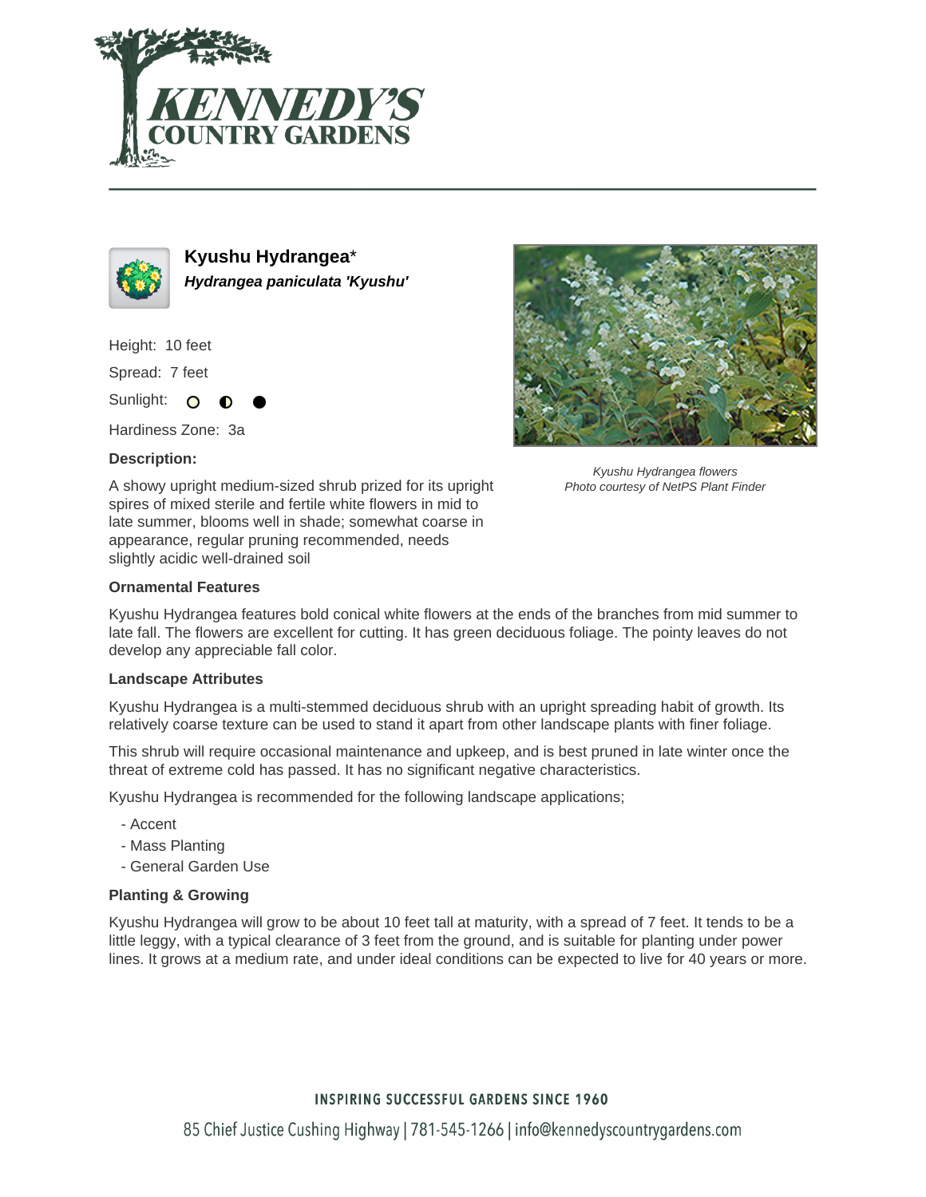# Kyushu Hydrangea*

***Hydrangea paniculata 'Kyushu'***

Height: 10 feet

Spread: 7 feet

Sunlight:

Hardiness Zone: 3a

**Description:**

A showy upright medium-sized shrub prized for its upright spires of mixed sterile and fertile white flowers in mid to late summer, blooms well in shade; somewhat coarse in appearance, regular pruning recommended, needs slightly acidic well-drained soil

*Kyushu Hydrangea flowers*
*Photo courtesy of NetPS Plant Finder*

**Ornamental Features**

Kyushu Hydrangea features bold conical white flowers at the ends of the branches from mid summer to late fall. The flowers are excellent for cutting. It has green deciduous foliage. The pointy leaves do not develop any appreciable fall color.

**Landscape Attributes**

Kyushu Hydrangea is a multi-stemmed deciduous shrub with an upright spreading habit of growth. Its relatively coarse texture can be used to stand it apart from other landscape plants with finer foliage.

This shrub will require occasional maintenance and upkeep, and is best pruned in late winter once the threat of extreme cold has passed. It has no significant negative characteristics.

Kyushu Hydrangea is recommended for the following landscape applications;

- Accent
- Mass Planting
- General Garden Use

**Planting & Growing**

Kyushu Hydrangea will grow to be about 10 feet tall at maturity, with a spread of 7 feet. It tends to be a little leggy, with a typical clearance of 3 feet from the ground, and is suitable for planting under power lines. It grows at a medium rate, and under ideal conditions can be expected to live for 40 years or more.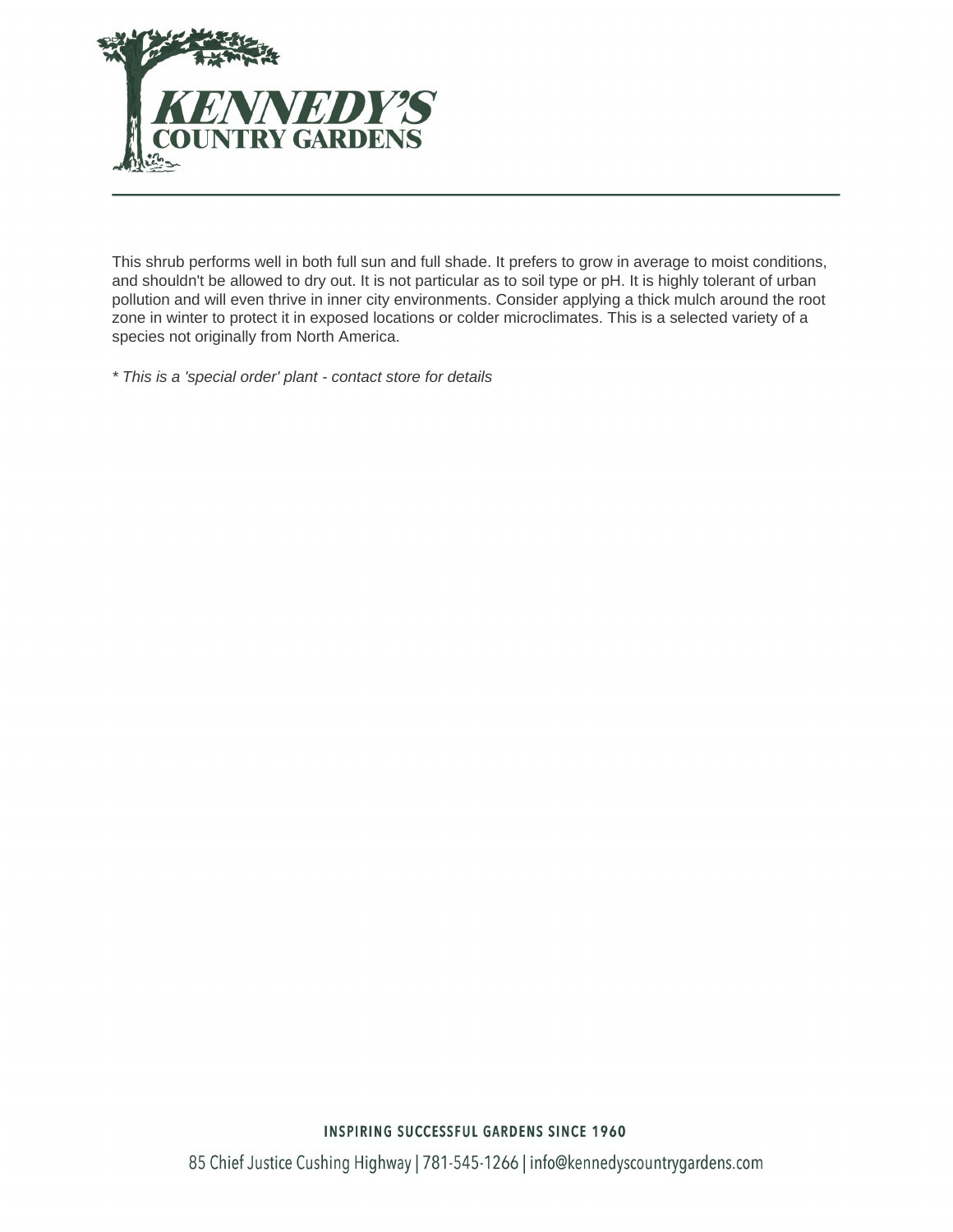This shrub performs well in both full sun and full shade. It prefers to grow in average to moist conditions, and shouldn't be allowed to dry out. It is not particular as to soil type or pH. It is highly tolerant of urban pollution and will even thrive in inner city environments. Consider applying a thick mulch around the root zone in winter to protect it in exposed locations or colder microclimates. This is a selected variety of a species not originally from North America.

*\* This is a 'special order' plant - contact store for details*